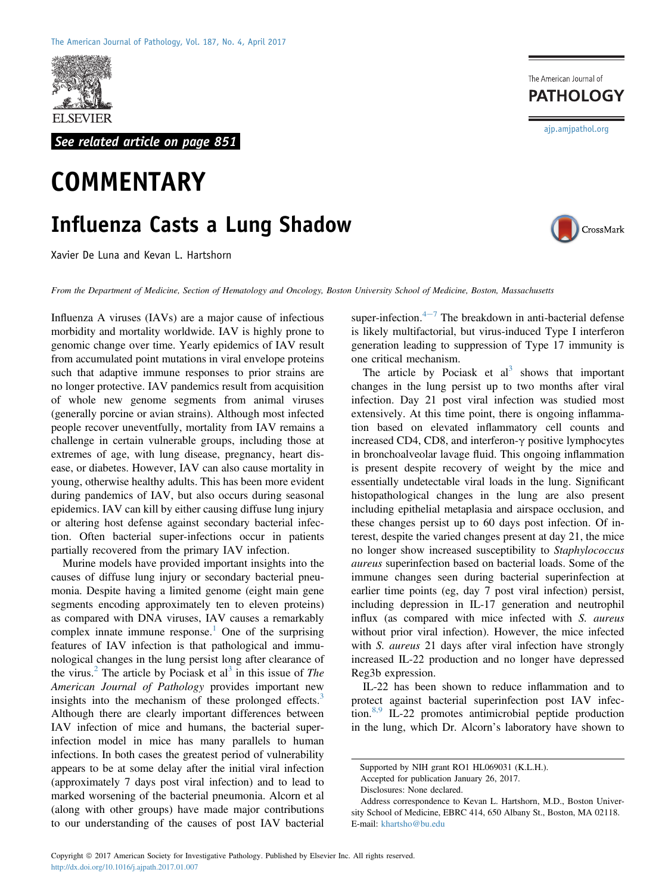See related article on page 851

# COMMENTARY

## Influenza Casts a Lung Shadow

Xavier De Luna and Kevan L. Hartshorn

*From the Department of Medicine, Section of Hematology and Oncology, Boston University School of Medicine, Boston, Massachusetts*

Influenza A viruses (IAVs) are a major cause of infectious morbidity and mortality worldwide. IAV is highly prone to genomic change over time. Yearly epidemics of IAV result from accumulated point mutations in viral envelope proteins such that adaptive immune responses to prior strains are no longer protective. IAV pandemics result from acquisition of whole new genome segments from animal viruses (generally porcine or avian strains). Although most infected people recover uneventfully, mortality from IAV remains a challenge in certain vulnerable groups, including those at extremes of age, with lung disease, pregnancy, heart disease, or diabetes. However, IAV can also cause mortality in young, otherwise healthy adults. This has been more evident during pandemics of IAV, but also occurs during seasonal epidemics. IAV can kill by either causing diffuse lung injury or altering host defense against secondary bacterial infection. Often bacterial super-infections occur in patients partially recovered from the primary IAV infection.

Murine models have provided important insights into the causes of diffuse lung injury or secondary bacterial pneumonia. Despite having a limited genome (eight main gene segments encoding approximately ten to eleven proteins) as compared with DNA viruses, IAV causes a remarkably complex innate immune response.[1] One of the surprising features of IAV infection is that pathological and immunological changes in the lung persist long after clearance of the virus.[2] The article by Pociask et al[3] in this issue of *The American Journal of Pathology* provides important new insights into the mechanism of these prolonged effects.[3] Although there are clearly important differences between IAV infection of mice and humans, the bacterial superinfection model in mice has many parallels to human infections. In both cases the greatest period of vulnerability appears to be at some delay after the initial viral infection (approximately 7 days post viral infection) and to lead to marked worsening of the bacterial pneumonia. Alcorn et al (along with other groups) have made major contributions to our understanding of the causes of post IAV bacterial super-infection.[4–7] The breakdown in anti-bacterial defense is likely multifactorial, but virus-induced Type I interferon generation leading to suppression of Type 17 immunity is one critical mechanism.

The article by Pociask et al[3] shows that important changes in the lung persist up to two months after viral infection. Day 21 post viral infection was studied most extensively. At this time point, there is ongoing inflammation based on elevated inflammatory cell counts and increased CD4, CD8, and interferon-$\gamma$ positive lymphocytes in bronchoalveolar lavage fluid. This ongoing inflammation is present despite recovery of weight by the mice and essentially undetectable viral loads in the lung. Significant histopathological changes in the lung are also present including epithelial metaplasia and airspace occlusion, and these changes persist up to 60 days post infection. Of interest, despite the varied changes present at day 21, the mice no longer show increased susceptibility to *Staphylococcus aureus* superinfection based on bacterial loads. Some of the immune changes seen during bacterial superinfection at earlier time points (eg, day 7 post viral infection) persist, including depression in IL-17 generation and neutrophil influx (as compared with mice infected with *S. aureus* without prior viral infection). However, the mice infected with *S. aureus* 21 days after viral infection have strongly increased IL-22 production and no longer have depressed Reg3b expression.

IL-22 has been shown to reduce inflammation and to protect against bacterial superinfection post IAV infection.[8,9] IL-22 promotes antimicrobial peptide production in the lung, which Dr. Alcorn's laboratory have shown to

---

Supported by NIH grant RO1 HL069031 (K.L.H.).

Accepted for publication January 26, 2017.

Disclosures: None declared.

Address correspondence to Kevan L. Hartshorn, M.D., Boston University School of Medicine, EBRC 414, 650 Albany St., Boston, MA 02118. E-mail: khartsho@bu.edu

Copyright © 2017 American Society for Investigative Pathology. Published by Elsevier Inc. All rights reserved.
http://dx.doi.org/10.1016/j.ajpath.2017.01.007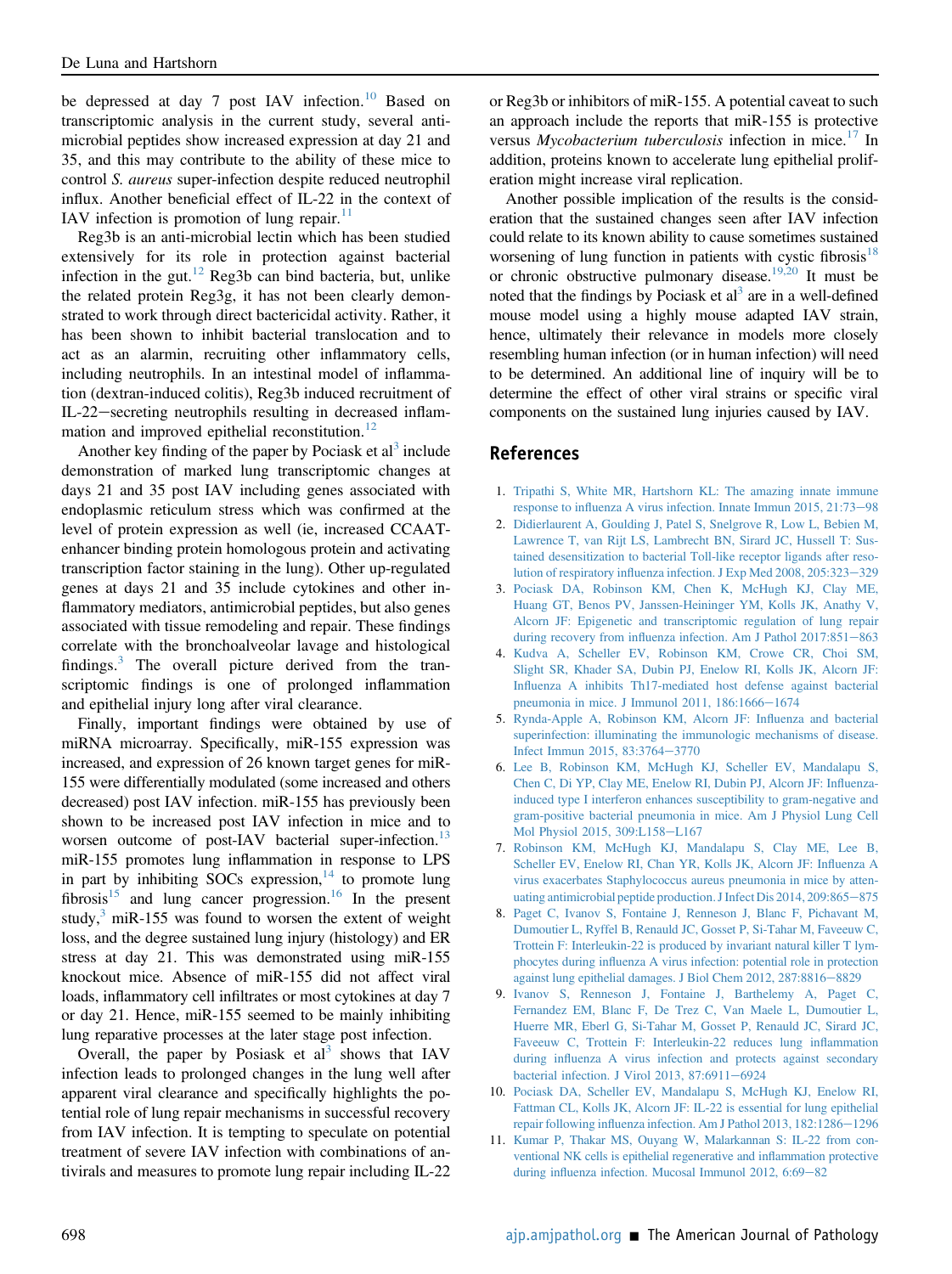be depressed at day 7 post IAV infection.[10] Based on transcriptomic analysis in the current study, several antimicrobial peptides show increased expression at day 21 and 35, and this may contribute to the ability of these mice to control *S. aureus* super-infection despite reduced neutrophil influx. Another beneficial effect of IL-22 in the context of IAV infection is promotion of lung repair.[11]

Reg3b is an anti-microbial lectin which has been studied extensively for its role in protection against bacterial infection in the gut.[12] Reg3b can bind bacteria, but, unlike the related protein Reg3g, it has not been clearly demonstrated to work through direct bactericidal activity. Rather, it has been shown to inhibit bacterial translocation and to act as an alarmin, recruiting other inflammatory cells, including neutrophils. In an intestinal model of inflammation (dextran-induced colitis), Reg3b induced recruitment of IL-22–secreting neutrophils resulting in decreased inflammation and improved epithelial reconstitution.[12]

Another key finding of the paper by Pociask et al[3] include demonstration of marked lung transcriptomic changes at days 21 and 35 post IAV including genes associated with endoplasmic reticulum stress which was confirmed at the level of protein expression as well (ie, increased CCAAT-enhancer binding protein homologous protein and activating transcription factor staining in the lung). Other up-regulated genes at days 21 and 35 include cytokines and other inflammatory mediators, antimicrobial peptides, but also genes associated with tissue remodeling and repair. These findings correlate with the bronchoalveolar lavage and histological findings.[3] The overall picture derived from the transcriptomic findings is one of prolonged inflammation and epithelial injury long after viral clearance.

Finally, important findings were obtained by use of miRNA microarray. Specifically, miR-155 expression was increased, and expression of 26 known target genes for miR-155 were differentially modulated (some increased and others decreased) post IAV infection. miR-155 has previously been shown to be increased post IAV infection in mice and to worsen outcome of post-IAV bacterial super-infection.[13] miR-155 promotes lung inflammation in response to LPS in part by inhibiting SOCs expression,[14] to promote lung fibrosis[15] and lung cancer progression.[16] In the present study,[3] miR-155 was found to worsen the extent of weight loss, and the degree sustained lung injury (histology) and ER stress at day 21. This was demonstrated using miR-155 knockout mice. Absence of miR-155 did not affect viral loads, inflammatory cell infiltrates or most cytokines at day 7 or day 21. Hence, miR-155 seemed to be mainly inhibiting lung reparative processes at the later stage post infection.

Overall, the paper by Posiask et al[3] shows that IAV infection leads to prolonged changes in the lung well after apparent viral clearance and specifically highlights the potential role of lung repair mechanisms in successful recovery from IAV infection. It is tempting to speculate on potential treatment of severe IAV infection with combinations of antivirals and measures to promote lung repair including IL-22 or Reg3b or inhibitors of miR-155. A potential caveat to such an approach include the reports that miR-155 is protective versus *Mycobacterium tuberculosis* infection in mice.[17] In addition, proteins known to accelerate lung epithelial proliferation might increase viral replication.

Another possible implication of the results is the consideration that the sustained changes seen after IAV infection could relate to its known ability to cause sometimes sustained worsening of lung function in patients with cystic fibrosis[18] or chronic obstructive pulmonary disease.[19,20] It must be noted that the findings by Pociask et al[3] are in a well-defined mouse model using a highly mouse adapted IAV strain, hence, ultimately their relevance in models more closely resembling human infection (or in human infection) will need to be determined. An additional line of inquiry will be to determine the effect of other viral strains or specific viral components on the sustained lung injuries caused by IAV.

## References

1. Tripathi S, White MR, Hartshorn KL: The amazing innate immune response to influenza A virus infection. Innate Immun 2015, 21:73–98
2. Didierlaurent A, Goulding J, Patel S, Snelgrove R, Low L, Bebien M, Lawrence T, van Rijt LS, Lambrecht BN, Sirard JC, Hussell T: Sustained desensitization to bacterial Toll-like receptor ligands after resolution of respiratory influenza infection. J Exp Med 2008, 205:323–329
3. Pociask DA, Robinson KM, Chen K, McHugh KJ, Clay ME, Huang GT, Benos PV, Janssen-Heininger YM, Kolls JK, Anathy V, Alcorn JF: Epigenetic and transcriptomic regulation of lung repair during recovery from influenza infection. Am J Pathol 2017:851–863
4. Kudva A, Scheller EV, Robinson KM, Crowe CR, Choi SM, Slight SR, Khader SA, Dubin PJ, Enelow RI, Kolls JK, Alcorn JF: Influenza A inhibits Th17-mediated host defense against bacterial pneumonia in mice. J Immunol 2011, 186:1666–1674
5. Rynda-Apple A, Robinson KM, Alcorn JF: Influenza and bacterial superinfection: illuminating the immunologic mechanisms of disease. Infect Immun 2015, 83:3764–3770
6. Lee B, Robinson KM, McHugh KJ, Scheller EV, Mandalapu S, Chen C, Di YP, Clay ME, Enelow RI, Dubin PJ, Alcorn JF: Influenza-induced type I interferon enhances susceptibility to gram-negative and gram-positive bacterial pneumonia in mice. Am J Physiol Lung Cell Mol Physiol 2015, 309:L158–L167
7. Robinson KM, McHugh KJ, Mandalapu S, Clay ME, Lee B, Scheller EV, Enelow RI, Chan YR, Kolls JK, Alcorn JF: Influenza A virus exacerbates Staphylococcus aureus pneumonia in mice by attenuating antimicrobial peptide production. J Infect Dis 2014, 209:865–875
8. Paget C, Ivanov S, Fontaine J, Renneson J, Blanc F, Pichavant M, Dumoutier L, Ryffel B, Renauld JC, Gosset P, Si-Tahar M, Faveeuw C, Trottein F: Interleukin-22 is produced by invariant natural killer T lymphocytes during influenza A virus infection: potential role in protection against lung epithelial damages. J Biol Chem 2012, 287:8816–8829
9. Ivanov S, Renneson J, Fontaine J, Barthelemy A, Paget C, Fernandez EM, Blanc F, De Trez C, Van Maele L, Dumoutier L, Huerre MR, Eberl G, Si-Tahar M, Gosset P, Renauld JC, Sirard JC, Faveeuw C, Trottein F: Interleukin-22 reduces lung inflammation during influenza A virus infection and protects against secondary bacterial infection. J Virol 2013, 87:6911–6924
10. Pociask DA, Scheller EV, Mandalapu S, McHugh KJ, Enelow RI, Fattman CL, Kolls JK, Alcorn JF: IL-22 is essential for lung epithelial repair following influenza infection. Am J Pathol 2013, 182:1286–1296
11. Kumar P, Thakar MS, Ouyang W, Malarkannan S: IL-22 from conventional NK cells is epithelial regenerative and inflammation protective during influenza infection. Mucosal Immunol 2012, 6:69–82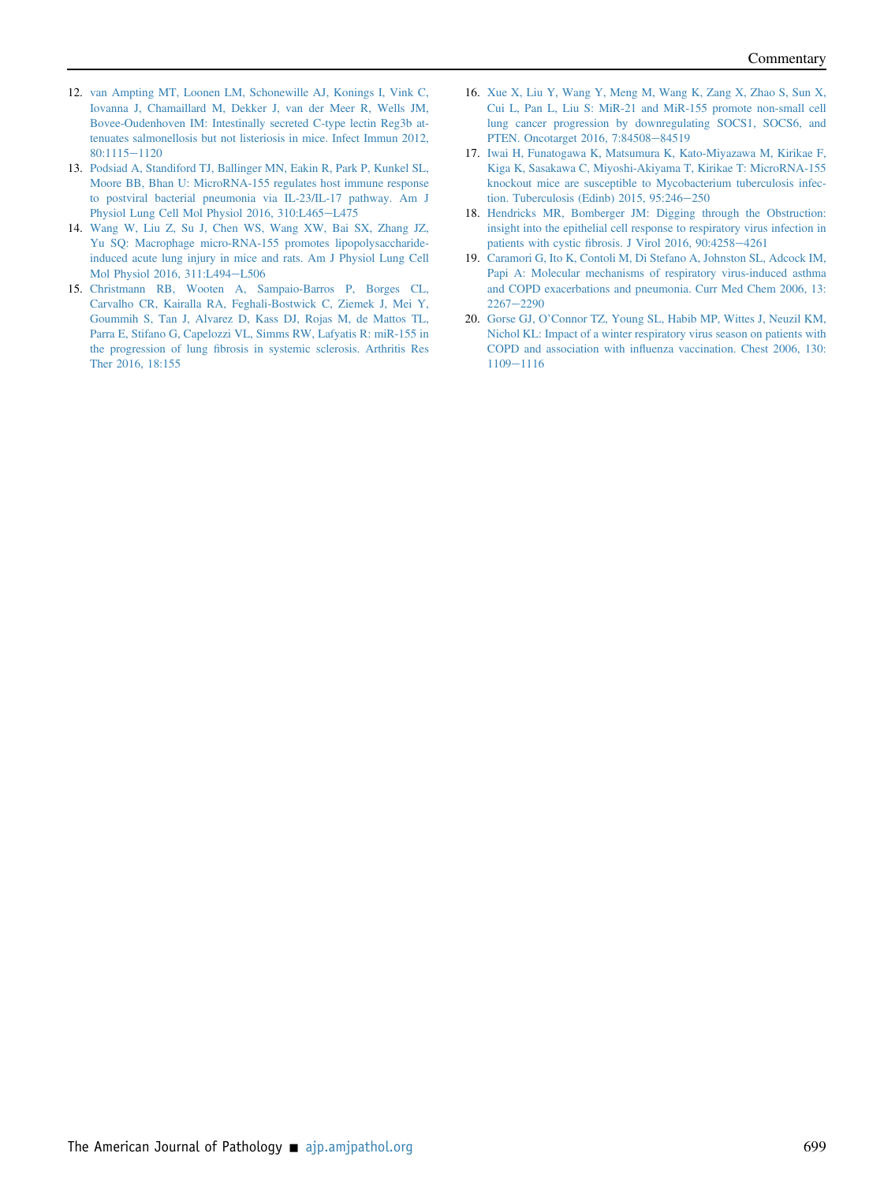12. van Ampting MT, Loonen LM, Schonewille AJ, Konings I, Vink C, Iovanna J, Chamaillard M, Dekker J, van der Meer R, Wells JM, Bovee-Oudenhoven IM: Intestinally secreted C-type lectin Reg3b attenuates salmonellosis but not listeriosis in mice. Infect Immun 2012, 80:1115−1120
13. Podsiad A, Standiford TJ, Ballinger MN, Eakin R, Park P, Kunkel SL, Moore BB, Bhan U: MicroRNA-155 regulates host immune response to postviral bacterial pneumonia via IL-23/IL-17 pathway. Am J Physiol Lung Cell Mol Physiol 2016, 310:L465−L475
14. Wang W, Liu Z, Su J, Chen WS, Wang XW, Bai SX, Zhang JZ, Yu SQ: Macrophage micro-RNA-155 promotes lipopolysaccharide-induced acute lung injury in mice and rats. Am J Physiol Lung Cell Mol Physiol 2016, 311:L494−L506
15. Christmann RB, Wooten A, Sampaio-Barros P, Borges CL, Carvalho CR, Kairalla RA, Feghali-Bostwick C, Ziemek J, Mei Y, Goummih S, Tan J, Alvarez D, Kass DJ, Rojas M, de Mattos TL, Parra E, Stifano G, Capelozzi VL, Simms RW, Lafyatis R: miR-155 in the progression of lung fibrosis in systemic sclerosis. Arthritis Res Ther 2016, 18:155
16. Xue X, Liu Y, Wang Y, Meng M, Wang K, Zang X, Zhao S, Sun X, Cui L, Pan L, Liu S: MiR-21 and MiR-155 promote non-small cell lung cancer progression by downregulating SOCS1, SOCS6, and PTEN. Oncotarget 2016, 7:84508−84519
17. Iwai H, Funatogawa K, Matsumura K, Kato-Miyazawa M, Kirikae F, Kiga K, Sasakawa C, Miyoshi-Akiyama T, Kirikae T: MicroRNA-155 knockout mice are susceptible to Mycobacterium tuberculosis infection. Tuberculosis (Edinb) 2015, 95:246−250
18. Hendricks MR, Bomberger JM: Digging through the Obstruction: insight into the epithelial cell response to respiratory virus infection in patients with cystic fibrosis. J Virol 2016, 90:4258−4261
19. Caramori G, Ito K, Contoli M, Di Stefano A, Johnston SL, Adcock IM, Papi A: Molecular mechanisms of respiratory virus-induced asthma and COPD exacerbations and pneumonia. Curr Med Chem 2006, 13:2267−2290
20. Gorse GJ, O'Connor TZ, Young SL, Habib MP, Wittes J, Neuzil KM, Nichol KL: Impact of a winter respiratory virus season on patients with COPD and association with influenza vaccination. Chest 2006, 130:1109−1116